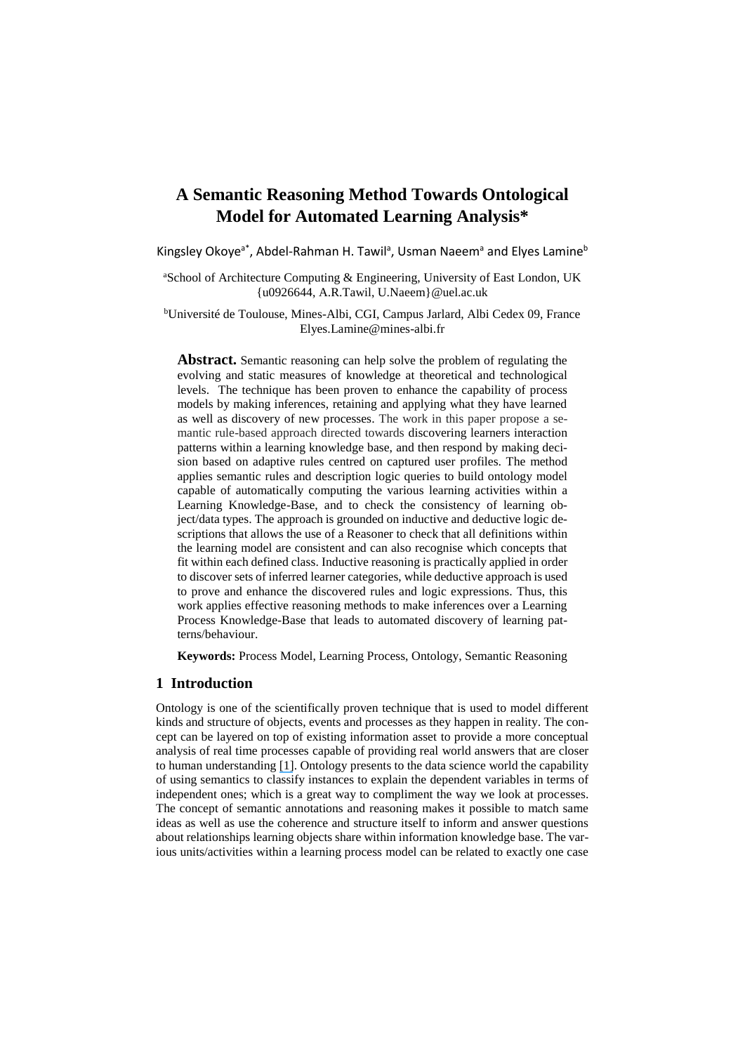# A Semantic Reasoning Method Towards Ontological Model for Automated Learning Analysis*

Kingsley Okoye[a*], Abdel-Rahman H. Tawil[a], Usman Naeem[a] and Elyes Lamine[b]

[a]School of Architecture Computing & Engineering, University of East London, UK
{u0926644, A.R.Tawil, U.Naeem}@uel.ac.uk

[b]Université de Toulouse, Mines-Albi, CGI, Campus Jarlard, Albi Cedex 09, France
Elyes.Lamine@mines-albi.fr

**Abstract.** Semantic reasoning can help solve the problem of regulating the evolving and static measures of knowledge at theoretical and technological levels. The technique has been proven to enhance the capability of process models by making inferences, retaining and applying what they have learned as well as discovery of new processes. The work in this paper propose a semantic rule-based approach directed towards discovering learners interaction patterns within a learning knowledge base, and then respond by making decision based on adaptive rules centred on captured user profiles. The method applies semantic rules and description logic queries to build ontology model capable of automatically computing the various learning activities within a Learning Knowledge-Base, and to check the consistency of learning object/data types. The approach is grounded on inductive and deductive logic descriptions that allows the use of a Reasoner to check that all definitions within the learning model are consistent and can also recognise which concepts that fit within each defined class. Inductive reasoning is practically applied in order to discover sets of inferred learner categories, while deductive approach is used to prove and enhance the discovered rules and logic expressions. Thus, this work applies effective reasoning methods to make inferences over a Learning Process Knowledge-Base that leads to automated discovery of learning patterns/behaviour.

**Keywords:** Process Model, Learning Process, Ontology, Semantic Reasoning

## 1 Introduction

Ontology is one of the scientifically proven technique that is used to model different kinds and structure of objects, events and processes as they happen in reality. The concept can be layered on top of existing information asset to provide a more conceptual analysis of real time processes capable of providing real world answers that are closer to human understanding [1]. Ontology presents to the data science world the capability of using semantics to classify instances to explain the dependent variables in terms of independent ones; which is a great way to compliment the way we look at processes. The concept of semantic annotations and reasoning makes it possible to match same ideas as well as use the coherence and structure itself to inform and answer questions about relationships learning objects share within information knowledge base. The various units/activities within a learning process model can be related to exactly one case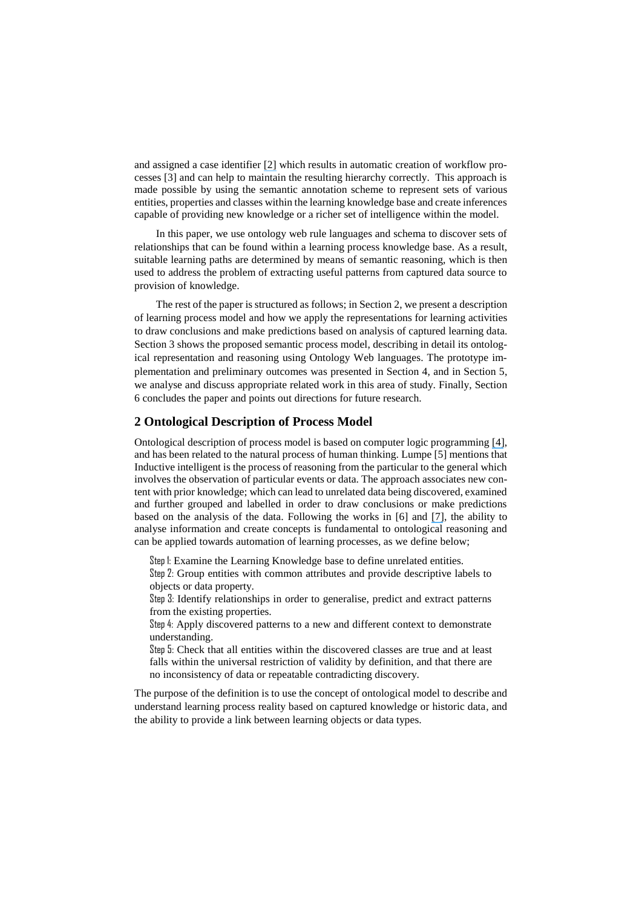and assigned a case identifier [2] which results in automatic creation of workflow processes [3] and can help to maintain the resulting hierarchy correctly. This approach is made possible by using the semantic annotation scheme to represent sets of various entities, properties and classes within the learning knowledge base and create inferences capable of providing new knowledge or a richer set of intelligence within the model.

In this paper, we use ontology web rule languages and schema to discover sets of relationships that can be found within a learning process knowledge base. As a result, suitable learning paths are determined by means of semantic reasoning, which is then used to address the problem of extracting useful patterns from captured data source to provision of knowledge.

The rest of the paper is structured as follows; in Section 2, we present a description of learning process model and how we apply the representations for learning activities to draw conclusions and make predictions based on analysis of captured learning data. Section 3 shows the proposed semantic process model, describing in detail its ontological representation and reasoning using Ontology Web languages. The prototype implementation and preliminary outcomes was presented in Section 4, and in Section 5, we analyse and discuss appropriate related work in this area of study. Finally, Section 6 concludes the paper and points out directions for future research.

## 2 Ontological Description of Process Model

Ontological description of process model is based on computer logic programming [4], and has been related to the natural process of human thinking. Lumpe [5] mentions that Inductive intelligent is the process of reasoning from the particular to the general which involves the observation of particular events or data. The approach associates new content with prior knowledge; which can lead to unrelated data being discovered, examined and further grouped and labelled in order to draw conclusions or make predictions based on the analysis of the data. Following the works in [6] and [7], the ability to analyse information and create concepts is fundamental to ontological reasoning and can be applied towards automation of learning processes, as we define below;

Step 1: Examine the Learning Knowledge base to define unrelated entities.
Step 2: Group entities with common attributes and provide descriptive labels to objects or data property.
Step 3: Identify relationships in order to generalise, predict and extract patterns from the existing properties.
Step 4: Apply discovered patterns to a new and different context to demonstrate understanding.
Step 5: Check that all entities within the discovered classes are true and at least falls within the universal restriction of validity by definition, and that there are no inconsistency of data or repeatable contradicting discovery.

The purpose of the definition is to use the concept of ontological model to describe and understand learning process reality based on captured knowledge or historic data, and the ability to provide a link between learning objects or data types.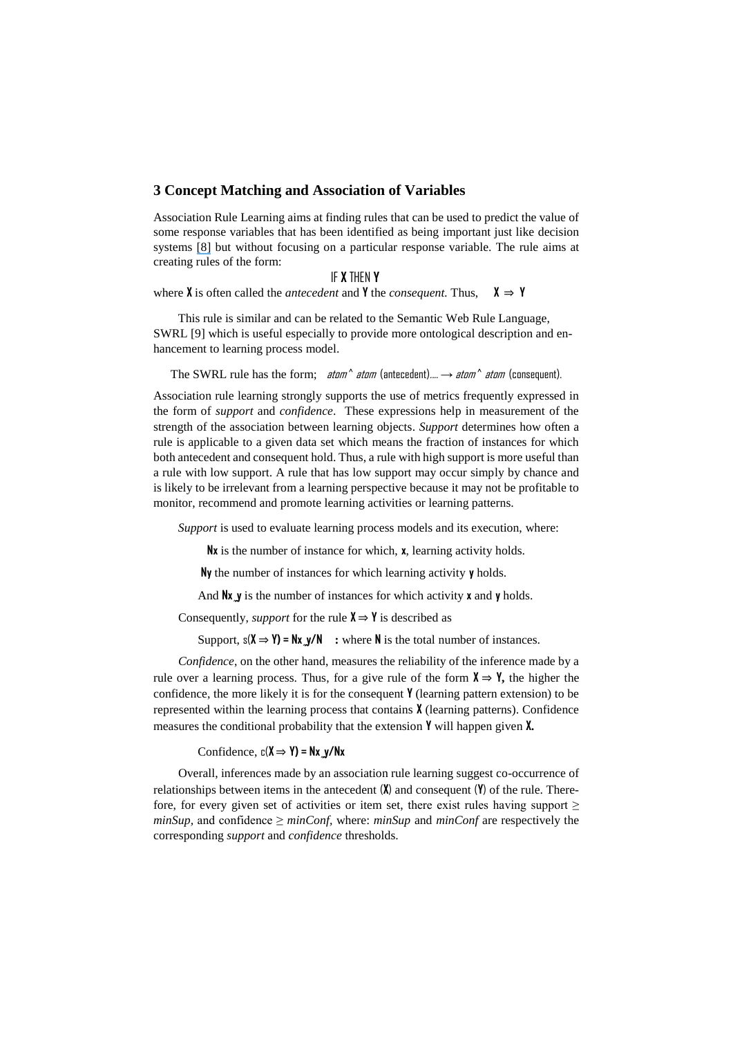## 3 Concept Matching and Association of Variables

Association Rule Learning aims at finding rules that can be used to predict the value of some response variables that has been identified as being important just like decision systems [8] but without focusing on a particular response variable. The rule aims at creating rules of the form:

IF **X** THEN **Y**

where **X** is often called the *antecedent* and **Y** the *consequent.* Thus, $X \Rightarrow Y$

This rule is similar and can be related to the Semantic Web Rule Language, SWRL [9] which is useful especially to provide more ontological description and enhancement to learning process model.

The SWRL rule has the form; *atom* ^ *atom* (antecedent)…. → *atom* ^ *atom* (consequent).

Association rule learning strongly supports the use of metrics frequently expressed in the form of *support* and *confidence*. These expressions help in measurement of the strength of the association between learning objects. *Support* determines how often a rule is applicable to a given data set which means the fraction of instances for which both antecedent and consequent hold. Thus, a rule with high support is more useful than a rule with low support. A rule that has low support may occur simply by chance and is likely to be irrelevant from a learning perspective because it may not be profitable to monitor, recommend and promote learning activities or learning patterns.

*Support* is used to evaluate learning process models and its execution, where:

$N_x$ is the number of instance for which, **x**, learning activity holds.

$N_y$ the number of instances for which learning activity **y** holds.

And $N_{x\_y}$ is the number of instances for which activity **x** and **y** holds.

Consequently, *support* for the rule $X \Rightarrow Y$ is described as

Support, $s(X \Rightarrow Y) = N_{x\_y}/N$ **:** where **N** is the total number of instances.

*Confidence*, on the other hand, measures the reliability of the inference made by a rule over a learning process. Thus, for a give rule of the form $X \Rightarrow Y$, the higher the confidence, the more likely it is for the consequent **Y** (learning pattern extension) to be represented within the learning process that contains **X** (learning patterns). Confidence measures the conditional probability that the extension **Y** will happen given **X.**

Confidence, $c(X \Rightarrow Y) = N_{x\_y}/N_x$

Overall, inferences made by an association rule learning suggest co-occurrence of relationships between items in the antecedent (**X**) and consequent (**Y**) of the rule. Therefore, for every given set of activities or item set, there exist rules having support ≥ *minSup*, and confidence ≥ *minConf*, where: *minSup* and *minConf* are respectively the corresponding *support* and *confidence* thresholds.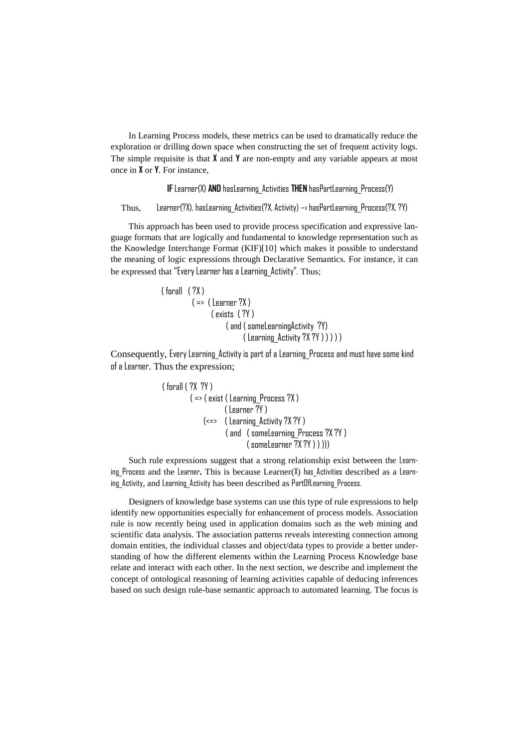In Learning Process models, these metrics can be used to dramatically reduce the exploration or drilling down space when constructing the set of frequent activity logs. The simple requisite is that **X** and **Y** are non-empty and any variable appears at most once in **X** or **Y**. For instance,

**IF** Learner(X) **AND** hasLearning_Activities **THEN** hasPartLearning_Process(Y)

Thus, Learner(?X), hasLearning_Activities(?X, Activity) –› hasPartLearning_Process(?X, ?Y)

This approach has been used to provide process specification and expressive language formats that are logically and fundamental to knowledge representation such as the Knowledge Interchange Format (KIF)[10] which makes it possible to understand the meaning of logic expressions through Declarative Semantics. For instance, it can be expressed that "Every Learner has a Learning_Activity". Thus;

```
( forall  ( ?X )
        ( =>  ( Learner ?X )
              ( exists  ( ?Y )
                    ( and ( someLearningActivity  ?Y)
                          ( Learning_Activity ?X ?Y ) ) ) ) )
```

Consequently, Every Learning_Activity is part of a Learning_Process and must have some kind of a Learner. Thus the expression;

```
( forall ( ?X  ?Y )
        ( => ( exist ( Learning_Process ?X )
                  ( Learner ?Y )
            (<=>   ( Learning_Activity ?X ?Y )
                  ( and   ( someLearning_Process ?X ?Y )
                        ( someLearner ?X ?Y ) ) )))
```

Such rule expressions suggest that a strong relationship exist between the Learning_Process and the Learner**.** This is because Learner(X) has_Activities described as a Learning_Activity, and Learning_Activity has been described as PartOfLearning_Process.

Designers of knowledge base systems can use this type of rule expressions to help identify new opportunities especially for enhancement of process models. Association rule is now recently being used in application domains such as the web mining and scientific data analysis. The association patterns reveals interesting connection among domain entities, the individual classes and object/data types to provide a better understanding of how the different elements within the Learning Process Knowledge base relate and interact with each other. In the next section, we describe and implement the concept of ontological reasoning of learning activities capable of deducing inferences based on such design rule-base semantic approach to automated learning. The focus is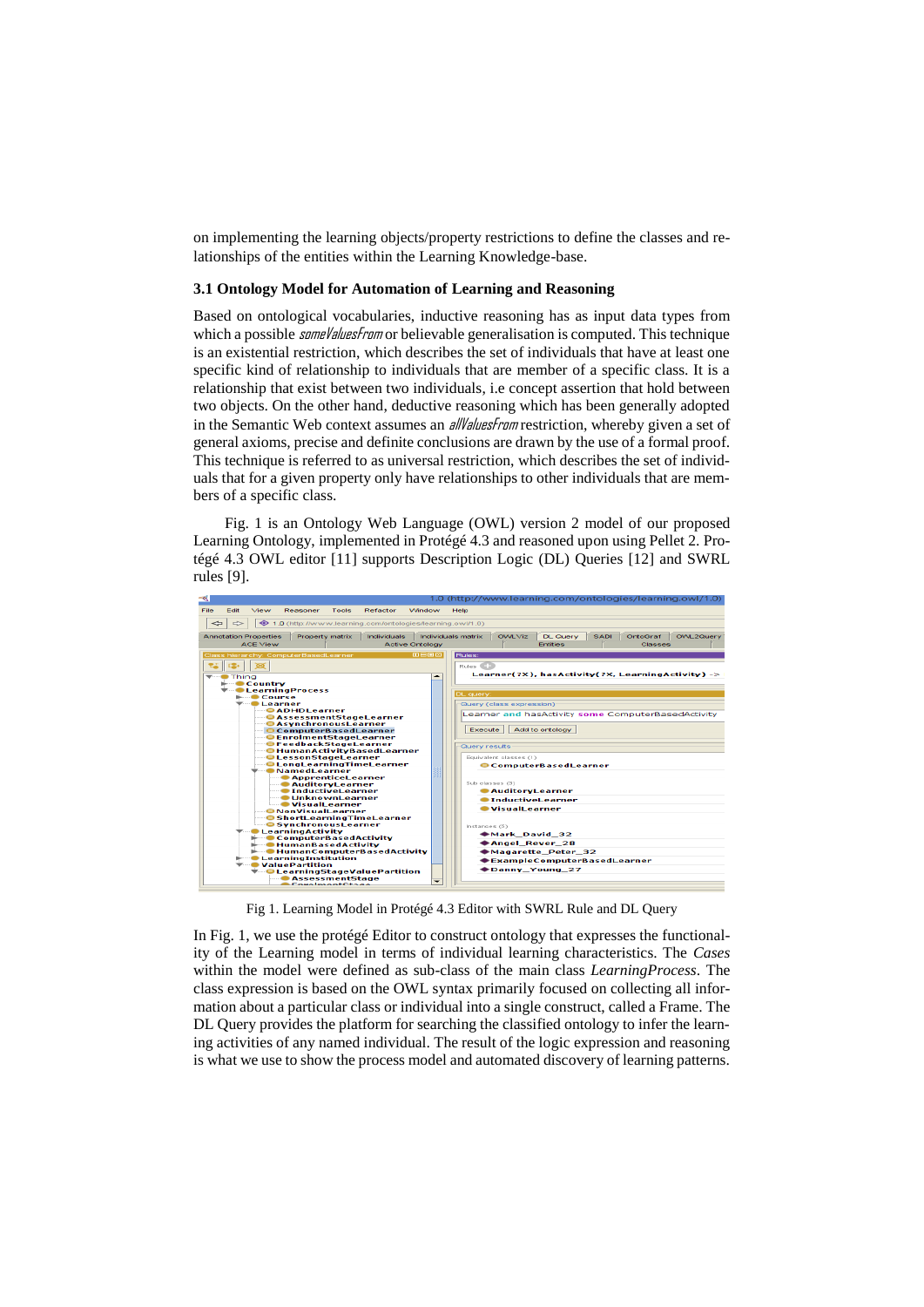on implementing the learning objects/property restrictions to define the classes and relationships of the entities within the Learning Knowledge-base.

### 3.1 Ontology Model for Automation of Learning and Reasoning

Based on ontological vocabularies, inductive reasoning has as input data types from which a possible *someValuesFrom* or believable generalisation is computed. This technique is an existential restriction, which describes the set of individuals that have at least one specific kind of relationship to individuals that are member of a specific class. It is a relationship that exist between two individuals, i.e concept assertion that hold between two objects. On the other hand, deductive reasoning which has been generally adopted in the Semantic Web context assumes an *allValuesFrom* restriction, whereby given a set of general axioms, precise and definite conclusions are drawn by the use of a formal proof. This technique is referred to as universal restriction, which describes the set of individuals that for a given property only have relationships to other individuals that are members of a specific class.

Fig. 1 is an Ontology Web Language (OWL) version 2 model of our proposed Learning Ontology, implemented in Protégé 4.3 and reasoned upon using Pellet 2. Protégé 4.3 OWL editor [11] supports Description Logic (DL) Queries [12] and SWRL rules [9].

Fig 1. Learning Model in Protégé 4.3 Editor with SWRL Rule and DL Query

In Fig. 1, we use the protégé Editor to construct ontology that expresses the functionality of the Learning model in terms of individual learning characteristics. The *Cases* within the model were defined as sub-class of the main class *LearningProcess*. The class expression is based on the OWL syntax primarily focused on collecting all information about a particular class or individual into a single construct, called a Frame. The DL Query provides the platform for searching the classified ontology to infer the learning activities of any named individual. The result of the logic expression and reasoning is what we use to show the process model and automated discovery of learning patterns.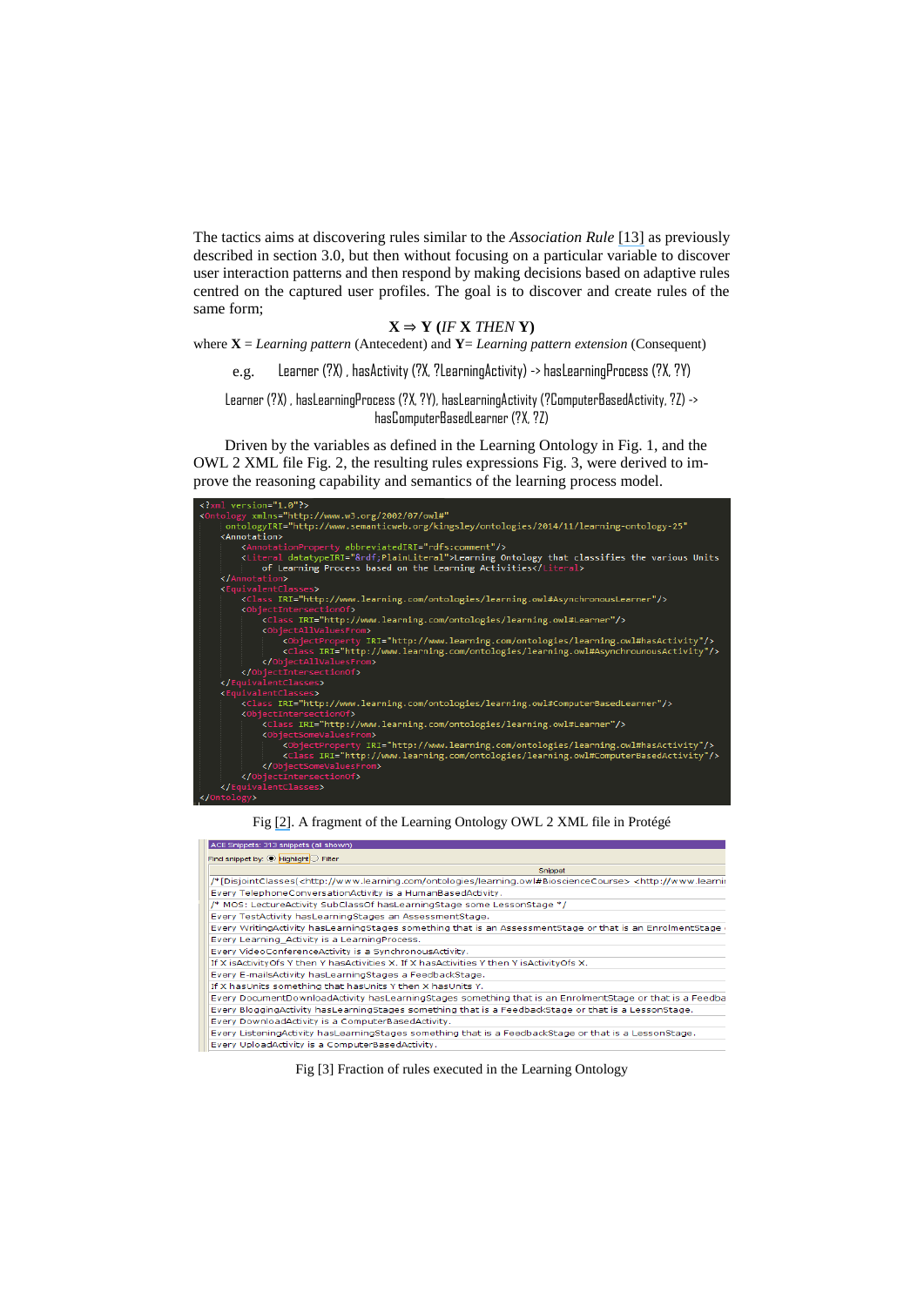The tactics aims at discovering rules similar to the *Association Rule* [13] as previously described in section 3.0, but then without focusing on a particular variable to discover user interaction patterns and then respond by making decisions based on adaptive rules centred on the captured user profiles. The goal is to discover and create rules of the same form;

$$\mathbf{X} \Rightarrow \mathbf{Y}\ (\mathit{IF}\ \mathbf{X}\ \mathit{THEN}\ \mathbf{Y})$$

where **X** = *Learning pattern* (Antecedent) and **Y**= *Learning pattern extension* (Consequent)

e.g. Learner (?X) , hasActivity (?X, ?LearningActivity) -> hasLearningProcess (?X, ?Y)

Learner (?X) , hasLearningProcess (?X, ?Y), hasLearningActivity (?ComputerBasedActivity, ?Z) -> hasComputerBasedLearner (?X, ?Z)

Driven by the variables as defined in the Learning Ontology in Fig. 1, and the OWL 2 XML file Fig. 2, the resulting rules expressions Fig. 3, were derived to improve the reasoning capability and semantics of the learning process model.

```
<?xml version="1.0"?>
<Ontology xmlns="http://www.w3.org/2002/07/owl#"
    ontologyIRI="http://www.semanticweb.org/kingsley/ontologies/2014/11/learning-ontology-25"
  <Annotation>
      <AnnotationProperty abbreviatedIRI="rdfs:comment"/>
      <Literal datatypeIRI="&rdf;PlainLiteral">Learning Ontology that classifies the various Units
          of Learning Process based on the Learning Activities</Literal>
  </Annotation>
  <EquivalentClasses>
      <Class IRI="http://www.learning.com/ontologies/learning.owl#AsynchronousLearner"/>
      <ObjectIntersectionOf>
          <Class IRI="http://www.learning.com/ontologies/learning.owl#Learner"/>
          <ObjectAllValuesFrom>
              <ObjectProperty IRI="http://www.learning.com/ontologies/learning.owl#hasActivity"/>
              <Class IRI="http://www.learning.com/ontologies/learning.owl#AsynchrounousActivity"/>
          </ObjectAllValuesFrom>
      </ObjectIntersectionOf>
  </EquivalentClasses>
  <EquivalentClasses>
      <Class IRI="http://www.learning.com/ontologies/learning.owl#ComputerBasedLearner"/>
      <ObjectIntersectionOf>
          <Class IRI="http://www.learning.com/ontologies/learning.owl#Learner"/>
          <ObjectSomeValuesFrom>
              <ObjectProperty IRI="http://www.learning.com/ontologies/learning.owl#hasActivity"/>
              <Class IRI="http://www.learning.com/ontologies/learning.owl#ComputerBasedActivity"/>
          </ObjectSomeValuesFrom>
      </ObjectIntersectionOf>
  </EquivalentClasses>
</Ontology>
```

Fig [2]. A fragment of the Learning Ontology OWL 2 XML file in Protégé

ACE Snippets: 313 snippets (all shown)

Find snippet by: Highlight / Filter

| Snippet |
|---|
| /* [DisjointClasses(<http://www.learning.com/ontologies/learning.owl#BioscienceCourse> <http://www.learni |
| Every TelephoneConversationActivity is a HumanBasedActivity. |
| /* MOS: LectureActivity SubClassOf hasLearningStage some LessonStage */ |
| Every TestActivity hasLearningStages an AssessmentStage. |
| Every WritingActivity hasLearningStages something that is an AssessmentStage or that is an EnrolmentStage |
| Every Learning_Activity is a LearningProcess. |
| Every VideoConferenceActivity is a SynchronousActivity. |
| If X isActivityOfs Y then Y hasActivities X. If X hasActivities Y then Y isActivityOfs X. |
| Every E-mailsActivity hasLearningStages a FeedbackStage. |
| If X hasUnits something that hasUnits Y then X hasUnits Y. |
| Every DocumentDownloadActivity hasLearningStages something that is an EnrolmentStage or that is a Feedba |
| Every BloggingActivity hasLearningStages something that is a FeedbackStage or that is a LessonStage. |
| Every DownloadActivity is a ComputerBasedActivity. |
| Every ListeningActivity hasLearningStages something that is a FeedbackStage or that is a LessonStage. |
| Every UploadActivity is a ComputerBasedActivity. |

Fig [3] Fraction of rules executed in the Learning Ontology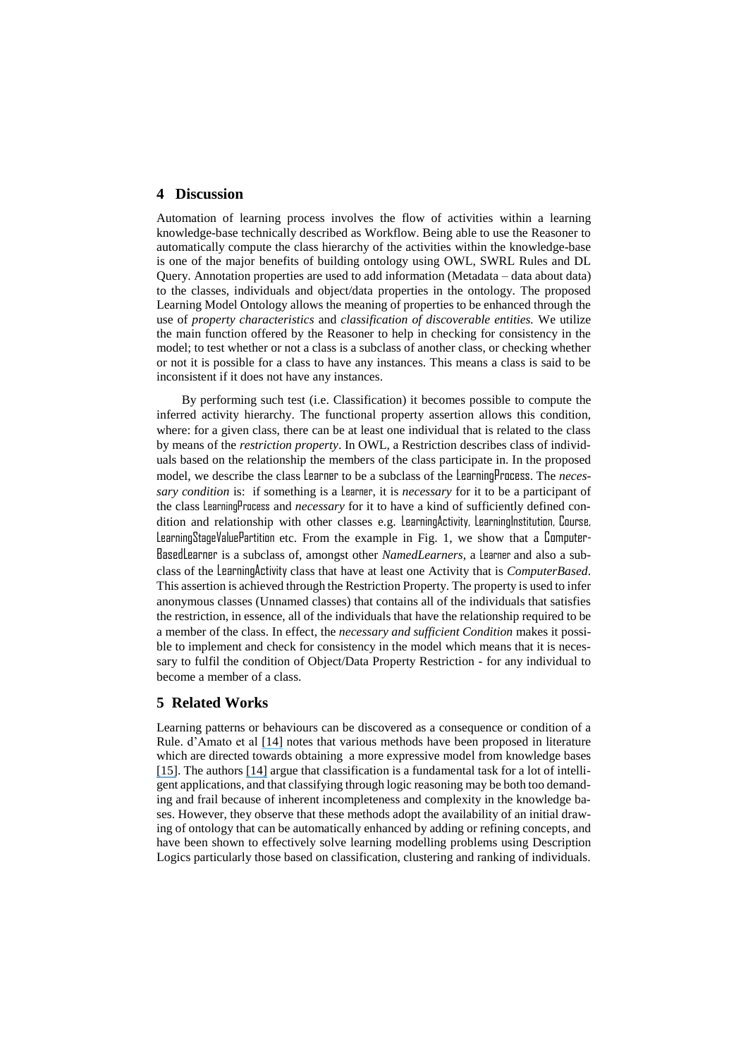## 4 Discussion

Automation of learning process involves the flow of activities within a learning knowledge-base technically described as Workflow. Being able to use the Reasoner to automatically compute the class hierarchy of the activities within the knowledge-base is one of the major benefits of building ontology using OWL, SWRL Rules and DL Query. Annotation properties are used to add information (Metadata – data about data) to the classes, individuals and object/data properties in the ontology. The proposed Learning Model Ontology allows the meaning of properties to be enhanced through the use of *property characteristics* and *classification of discoverable entities.* We utilize the main function offered by the Reasoner to help in checking for consistency in the model; to test whether or not a class is a subclass of another class, or checking whether or not it is possible for a class to have any instances. This means a class is said to be inconsistent if it does not have any instances.

By performing such test (i.e. Classification) it becomes possible to compute the inferred activity hierarchy. The functional property assertion allows this condition, where: for a given class, there can be at least one individual that is related to the class by means of the *restriction property*. In OWL, a Restriction describes class of individuals based on the relationship the members of the class participate in. In the proposed model, we describe the class Learner to be a subclass of the LearningProcess. The *necessary condition* is: if something is a Learner, it is *necessary* for it to be a participant of the class LearningProcess and *necessary* for it to have a kind of sufficiently defined condition and relationship with other classes e.g. LearningActivity, LearningInstitution, Course, LearningStageValuePartition etc. From the example in Fig. 1, we show that a ComputerBasedLearner is a subclass of, amongst other *NamedLearners*, a Learner and also a subclass of the LearningActivity class that have at least one Activity that is *ComputerBased*. This assertion is achieved through the Restriction Property. The property is used to infer anonymous classes (Unnamed classes) that contains all of the individuals that satisfies the restriction, in essence, all of the individuals that have the relationship required to be a member of the class. In effect, the *necessary and sufficient Condition* makes it possible to implement and check for consistency in the model which means that it is necessary to fulfil the condition of Object/Data Property Restriction - for any individual to become a member of a class.

## 5 Related Works

Learning patterns or behaviours can be discovered as a consequence or condition of a Rule. d'Amato et al [14] notes that various methods have been proposed in literature which are directed towards obtaining a more expressive model from knowledge bases [15]. The authors [14] argue that classification is a fundamental task for a lot of intelligent applications, and that classifying through logic reasoning may be both too demanding and frail because of inherent incompleteness and complexity in the knowledge bases. However, they observe that these methods adopt the availability of an initial drawing of ontology that can be automatically enhanced by adding or refining concepts, and have been shown to effectively solve learning modelling problems using Description Logics particularly those based on classification, clustering and ranking of individuals.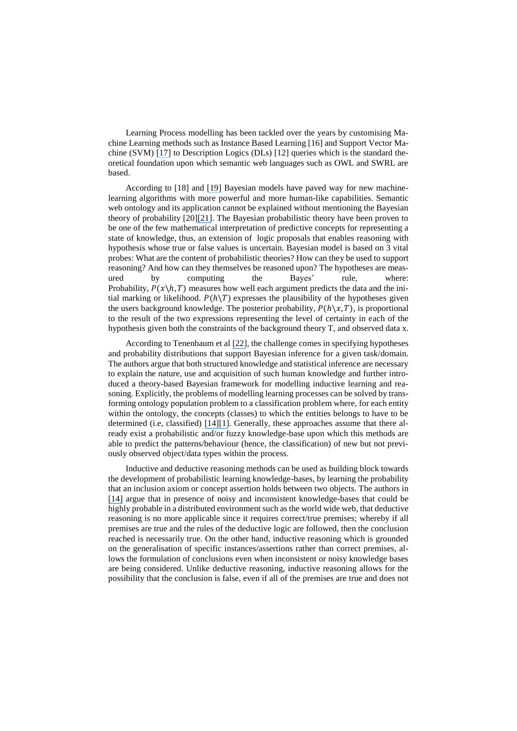Learning Process modelling has been tackled over the years by customising Machine Learning methods such as Instance Based Learning [16] and Support Vector Machine (SVM) [17] to Description Logics (DLs) [12] queries which is the standard theoretical foundation upon which semantic web languages such as OWL and SWRL are based.

According to [18] and [19] Bayesian models have paved way for new machine-learning algorithms with more powerful and more human-like capabilities. Semantic web ontology and its application cannot be explained without mentioning the Bayesian theory of probability [20][21]. The Bayesian probabilistic theory have been proven to be one of the few mathematical interpretation of predictive concepts for representing a state of knowledge, thus, an extension of logic proposals that enables reasoning with hypothesis whose true or false values is uncertain. Bayesian model is based on 3 vital probes: What are the content of probabilistic theories? How can they be used to support reasoning? And how can they themselves be reasoned upon? The hypotheses are measured by computing the Bayes' rule, where: Probability, $P(x \backslash h, T)$ measures how well each argument predicts the data and the initial marking or likelihood. $P(h \backslash T)$ expresses the plausibility of the hypotheses given the users background knowledge. The posterior probability, $P(h \backslash x, T)$, is proportional to the result of the two expressions representing the level of certainty in each of the hypothesis given both the constraints of the background theory T, and observed data x.

According to Tenenbaum et al [22], the challenge comes in specifying hypotheses and probability distributions that support Bayesian inference for a given task/domain. The authors argue that both structured knowledge and statistical inference are necessary to explain the nature, use and acquisition of such human knowledge and further introduced a theory-based Bayesian framework for modelling inductive learning and reasoning. Explicitly, the problems of modelling learning processes can be solved by transforming ontology population problem to a classification problem where, for each entity within the ontology, the concepts (classes) to which the entities belongs to have to be determined (i.e, classified) [14][1]. Generally, these approaches assume that there already exist a probabilistic and/or fuzzy knowledge-base upon which this methods are able to predict the patterns/behaviour (hence, the classification) of new but not previously observed object/data types within the process.

Inductive and deductive reasoning methods can be used as building block towards the development of probabilistic learning knowledge-bases, by learning the probability that an inclusion axiom or concept assertion holds between two objects. The authors in [14] argue that in presence of noisy and inconsistent knowledge-bases that could be highly probable in a distributed environment such as the world wide web, that deductive reasoning is no more applicable since it requires correct/true premises; whereby if all premises are true and the rules of the deductive logic are followed, then the conclusion reached is necessarily true. On the other hand, inductive reasoning which is grounded on the generalisation of specific instances/assertions rather than correct premises, allows the formulation of conclusions even when inconsistent or noisy knowledge bases are being considered. Unlike deductive reasoning, inductive reasoning allows for the possibility that the conclusion is false, even if all of the premises are true and does not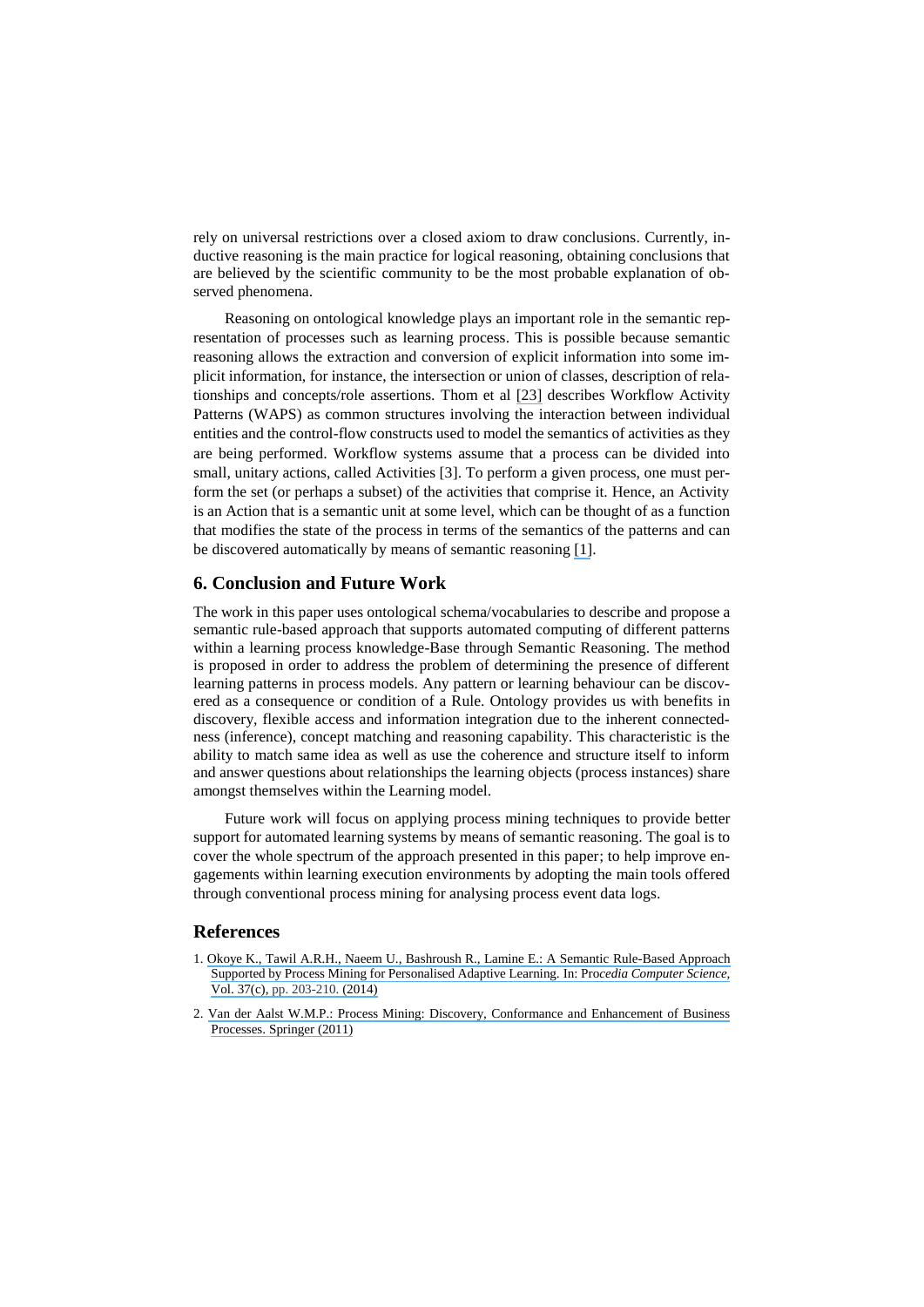rely on universal restrictions over a closed axiom to draw conclusions. Currently, inductive reasoning is the main practice for logical reasoning, obtaining conclusions that are believed by the scientific community to be the most probable explanation of observed phenomena.

Reasoning on ontological knowledge plays an important role in the semantic representation of processes such as learning process. This is possible because semantic reasoning allows the extraction and conversion of explicit information into some implicit information, for instance, the intersection or union of classes, description of relationships and concepts/role assertions. Thom et al [23] describes Workflow Activity Patterns (WAPS) as common structures involving the interaction between individual entities and the control-flow constructs used to model the semantics of activities as they are being performed. Workflow systems assume that a process can be divided into small, unitary actions, called Activities [3]. To perform a given process, one must perform the set (or perhaps a subset) of the activities that comprise it. Hence, an Activity is an Action that is a semantic unit at some level, which can be thought of as a function that modifies the state of the process in terms of the semantics of the patterns and can be discovered automatically by means of semantic reasoning [1].

## 6. Conclusion and Future Work

The work in this paper uses ontological schema/vocabularies to describe and propose a semantic rule-based approach that supports automated computing of different patterns within a learning process knowledge-Base through Semantic Reasoning. The method is proposed in order to address the problem of determining the presence of different learning patterns in process models. Any pattern or learning behaviour can be discovered as a consequence or condition of a Rule. Ontology provides us with benefits in discovery, flexible access and information integration due to the inherent connectedness (inference), concept matching and reasoning capability. This characteristic is the ability to match same idea as well as use the coherence and structure itself to inform and answer questions about relationships the learning objects (process instances) share amongst themselves within the Learning model.

Future work will focus on applying process mining techniques to provide better support for automated learning systems by means of semantic reasoning. The goal is to cover the whole spectrum of the approach presented in this paper; to help improve engagements within learning execution environments by adopting the main tools offered through conventional process mining for analysing process event data logs.

## References

1. Okoye K., Tawil A.R.H., Naeem U., Bashroush R., Lamine E.: A Semantic Rule-Based Approach Supported by Process Mining for Personalised Adaptive Learning. In: *Procedia Computer Science*, Vol. 37(c), pp. 203-210. (2014)
2. Van der Aalst W.M.P.: Process Mining: Discovery, Conformance and Enhancement of Business Processes. Springer (2011)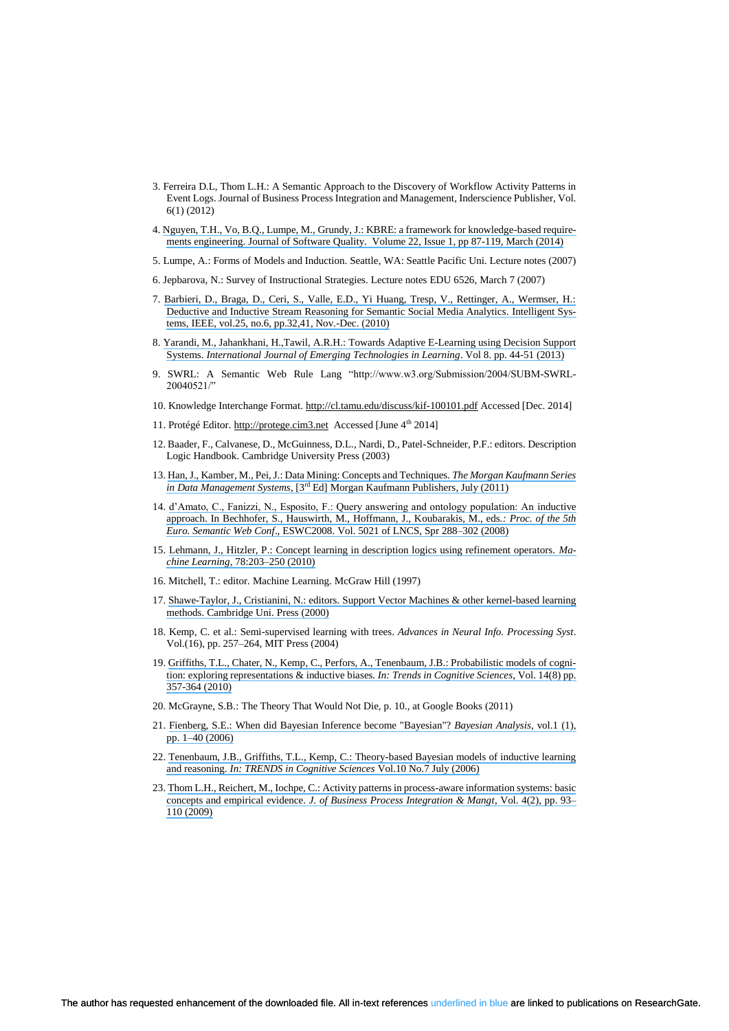3. Ferreira D.L, Thom L.H.: A Semantic Approach to the Discovery of Workflow Activity Patterns in Event Logs. Journal of Business Process Integration and Management, Inderscience Publisher, Vol. 6(1) (2012)

4. Nguyen, T.H., Vo, B.Q., Lumpe, M., Grundy, J.: KBRE: a framework for knowledge-based requirements engineering. Journal of Software Quality. Volume 22, Issue 1, pp 87-119, March (2014)

5. Lumpe, A.: Forms of Models and Induction. Seattle, WA: Seattle Pacific Uni. Lecture notes (2007)

6. Jepbarova, N.: Survey of Instructional Strategies. Lecture notes EDU 6526, March 7 (2007)

7. Barbieri, D., Braga, D., Ceri, S., Valle, E.D., Yi Huang, Tresp, V., Rettinger, A., Wermser, H.: Deductive and Inductive Stream Reasoning for Semantic Social Media Analytics. Intelligent Systems, IEEE, vol.25, no.6, pp.32,41, Nov.-Dec. (2010)

8. Yarandi, M., Jahankhani, H.,Tawil, A.R.H.: Towards Adaptive E-Learning using Decision Support Systems. *International Journal of Emerging Technologies in Learning*. Vol 8. pp. 44-51 (2013)

9. SWRL: A Semantic Web Rule Lang "http://www.w3.org/Submission/2004/SUBM-SWRL-20040521/"

10. Knowledge Interchange Format. http://cl.tamu.edu/discuss/kif-100101.pdf Accessed [Dec. 2014]

11. Protégé Editor. http://protege.cim3.net Accessed [June 4th 2014]

12. Baader, F., Calvanese, D., McGuinness, D.L., Nardi, D., Patel-Schneider, P.F.: editors. Description Logic Handbook. Cambridge University Press (2003)

13. Han, J., Kamber, M., Pei, J.: Data Mining: Concepts and Techniques. *The Morgan Kaufmann Series in Data Management Systems*, [3rd Ed] Morgan Kaufmann Publishers, July (2011)

14. d'Amato, C., Fanizzi, N., Esposito, F.: Query answering and ontology population: An inductive approach. In Bechhofer, S., Hauswirth, M., Hoffmann, J., Koubarakis, M., eds.*: Proc. of the 5th Euro. Semantic Web Conf*., ESWC2008. Vol. 5021 of LNCS, Spr 288–302 (2008)

15. Lehmann, J., Hitzler, P.: Concept learning in description logics using refinement operators. *Machine Learning*, 78:203–250 (2010)

16. Mitchell, T.: editor. Machine Learning. McGraw Hill (1997)

17. Shawe-Taylor, J., Cristianini, N.: editors. Support Vector Machines & other kernel-based learning methods. Cambridge Uni. Press (2000)

18. Kemp, C. et al.: Semi-supervised learning with trees. *Advances in Neural Info. Processing Syst*. Vol.(16), pp. 257–264, MIT Press (2004)

19. Griffiths, T.L., Chater, N., Kemp, C., Perfors, A., Tenenbaum, J.B.: Probabilistic models of cognition: exploring representations & inductive biases. *In: Trends in Cognitive Sciences*, Vol. 14(8) pp. 357-364 (2010)

20. McGrayne, S.B.: The Theory That Would Not Die, p. 10., at Google Books (2011)

21. Fienberg, S.E.: When did Bayesian Inference become "Bayesian"? *Bayesian Analysis*, vol.1 (1), pp. 1–40 (2006)

22. Tenenbaum, J.B., Griffiths, T.L., Kemp, C.: Theory-based Bayesian models of inductive learning and reasoning. *In: TRENDS in Cognitive Sciences* Vol.10 No.7 July (2006)

23. Thom L.H., Reichert, M., Iochpe, C.: Activity patterns in process-aware information systems: basic concepts and empirical evidence. *J. of Business Process Integration & Mangt*, Vol. 4(2), pp. 93–110 (2009)

The author has requested enhancement of the downloaded file. All in-text references underlined in blue are linked to publications on ResearchGate.